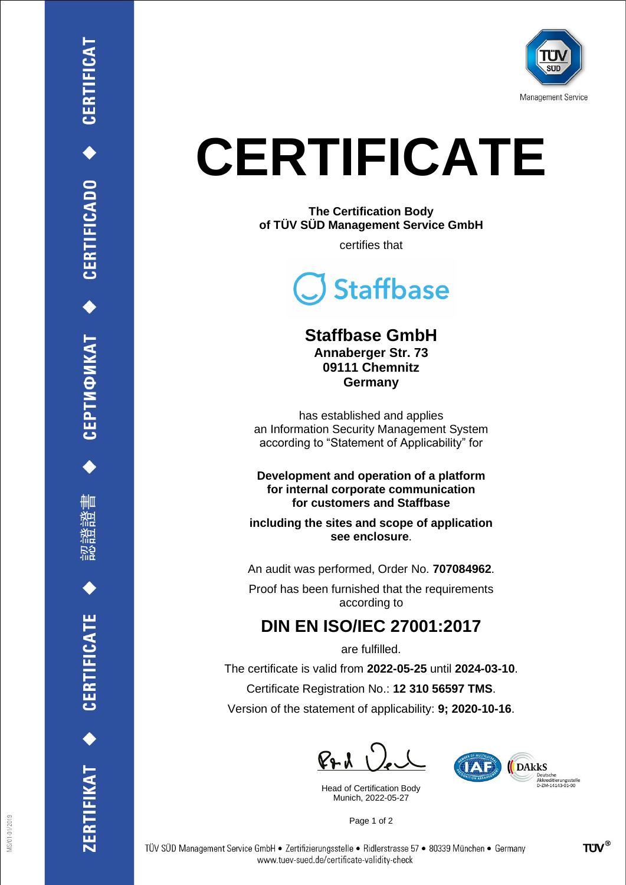# CERTIFICATE

**The Certification Body**
**of TÜV SÜD Management Service GmbH**

certifies that

**Staffbase GmbH**
**Annaberger Str. 73**
**09111 Chemnitz**
**Germany**

has established and applies
an Information Security Management System
according to "Statement of Applicability" for

**Development and operation of a platform**
**for internal corporate communication**
**for customers and Staffbase**

**including the sites and scope of application**
**see enclosure**.

An audit was performed, Order No. **707084962**.

Proof has been furnished that the requirements
according to

## DIN EN ISO/IEC 27001:2017

are fulfilled.

The certificate is valid from **2022-05-25** until **2024-03-10**.

Certificate Registration No.: **12 310 56597 TMS**.

Version of the statement of applicability: **9; 2020-10-16**.

Head of Certification Body
Munich, 2022-05-27

DAkkS Deutsche Akkreditierungsstelle D-ZM-14143-01-00

TÜV SÜD Management Service GmbH • Zertifizierungsstelle • Ridlerstrasse 57 • 80339 München • Germany
www.tuev-sued.de/certificate-validity-check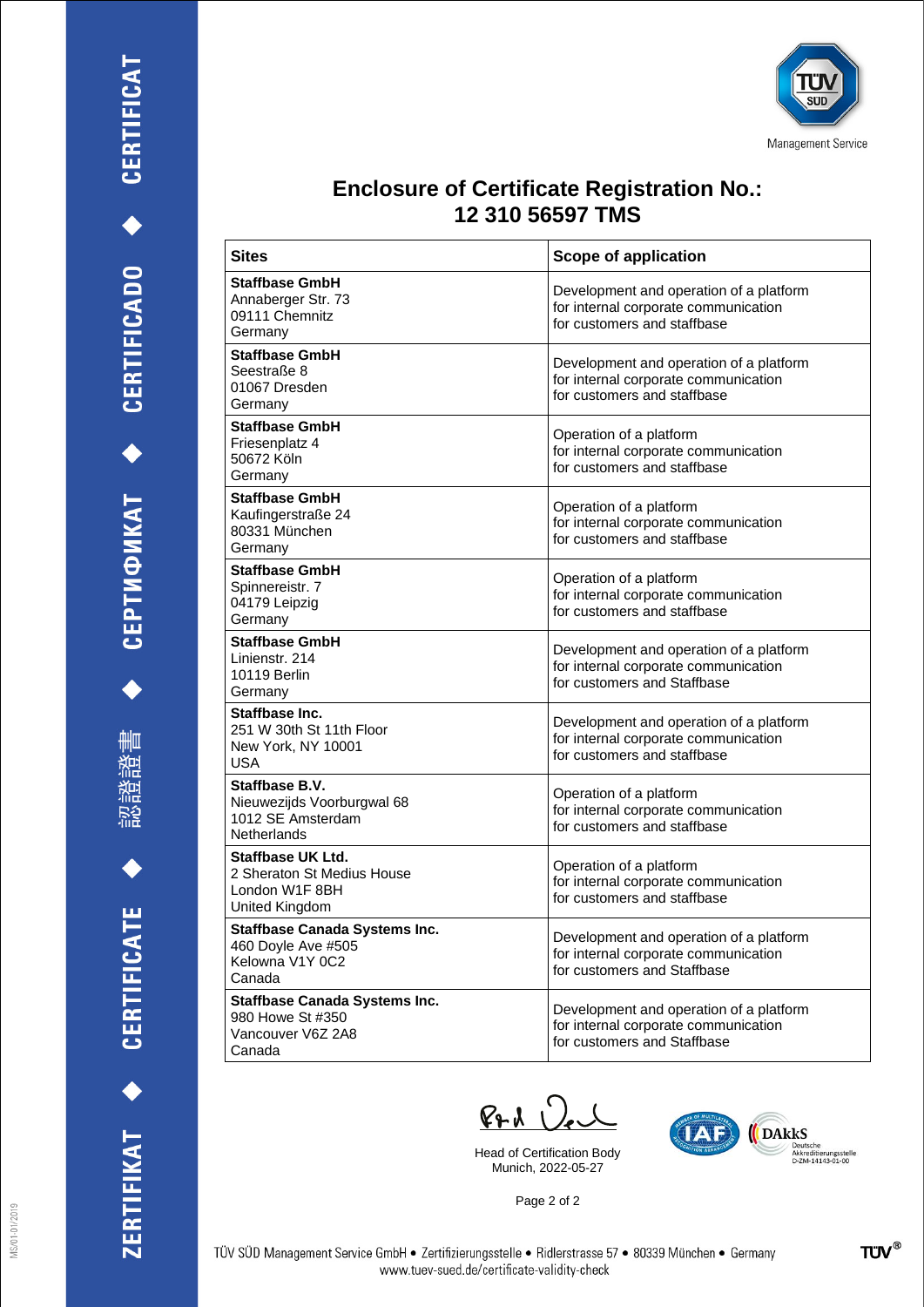TÜV SÜD Management Service

# Enclosure of Certificate Registration No.: 12 310 56597 TMS

| Sites | Scope of application |
| --- | --- |
| **Staffbase GmbH**<br>Annaberger Str. 73<br>09111 Chemnitz<br>Germany | Development and operation of a platform for internal corporate communication for customers and staffbase |
| **Staffbase GmbH**<br>Seestraße 8<br>01067 Dresden<br>Germany | Development and operation of a platform for internal corporate communication for customers and staffbase |
| **Staffbase GmbH**<br>Friesenplatz 4<br>50672 Köln<br>Germany | Operation of a platform for internal corporate communication for customers and staffbase |
| **Staffbase GmbH**<br>Kaufingerstraße 24<br>80331 München<br>Germany | Operation of a platform for internal corporate communication for customers and staffbase |
| **Staffbase GmbH**<br>Spinnereistr. 7<br>04179 Leipzig<br>Germany | Operation of a platform for internal corporate communication for customers and staffbase |
| **Staffbase GmbH**<br>Linienstr. 214<br>10119 Berlin<br>Germany | Development and operation of a platform for internal corporate communication for customers and Staffbase |
| **Staffbase Inc.**<br>251 W 30th St 11th Floor<br>New York, NY 10001<br>USA | Development and operation of a platform for internal corporate communication for customers and staffbase |
| **Staffbase B.V.**<br>Nieuwezijds Voorburgwal 68<br>1012 SE Amsterdam<br>Netherlands | Operation of a platform for internal corporate communication for customers and staffbase |
| **Staffbase UK Ltd.**<br>2 Sheraton St Medius House<br>London W1F 8BH<br>United Kingdom | Operation of a platform for internal corporate communication for customers and staffbase |
| **Staffbase Canada Systems Inc.**<br>460 Doyle Ave #505<br>Kelowna V1Y 0C2<br>Canada | Development and operation of a platform for internal corporate communication for customers and Staffbase |
| **Staffbase Canada Systems Inc.**<br>980 Howe St #350<br>Vancouver V6Z 2A8<br>Canada | Development and operation of a platform for internal corporate communication for customers and Staffbase |

Head of Certification Body
Munich, 2022-05-27

DAkkS Deutsche Akkreditierungsstelle D-ZM-14143-01-00

TÜV SÜD Management Service GmbH • Zertifizierungsstelle • Ridlerstrasse 57 • 80339 München • Germany
www.tuev-sued.de/certificate-validity-check